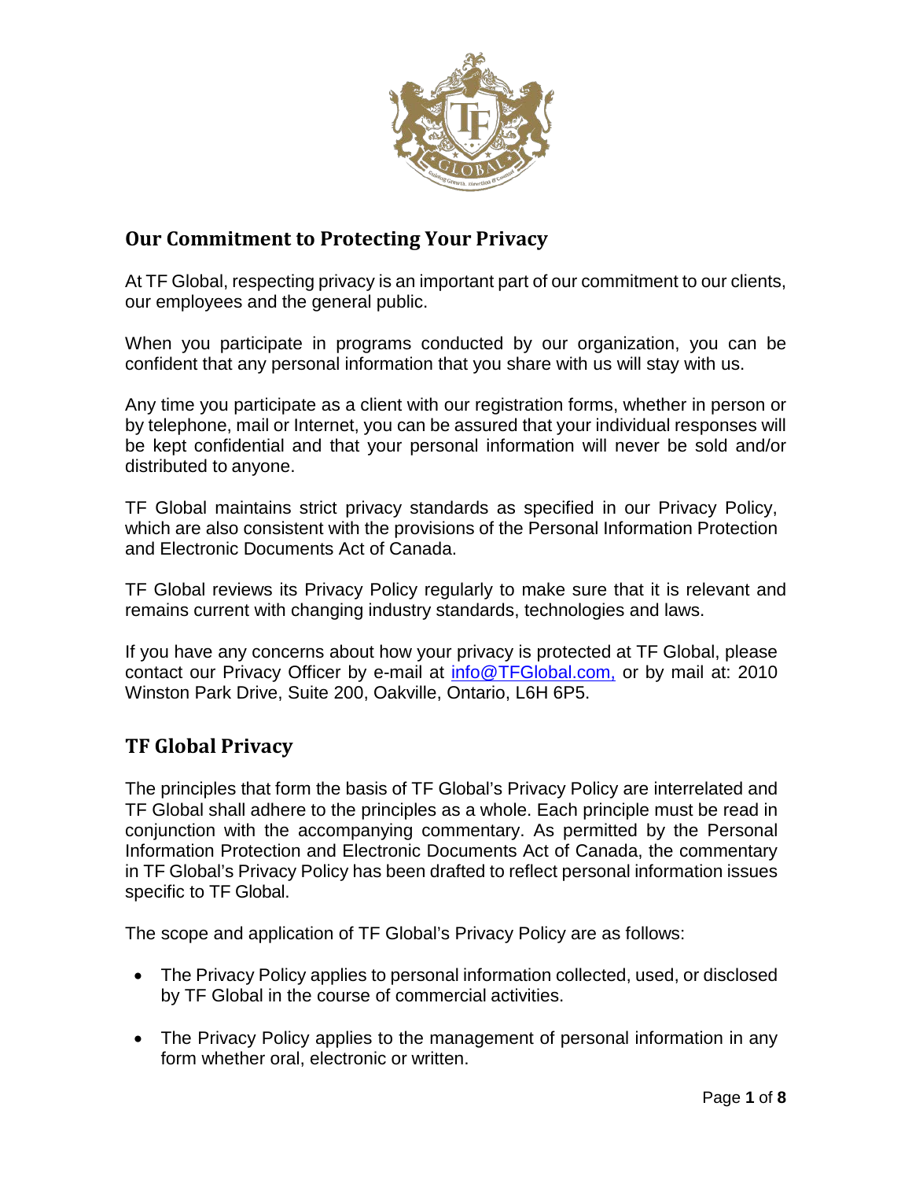## Our Commitment to Protecting Your Privacy

At TF Global, respecting privacy is an important part of our commitment to our clients, our employees and the general public.

When you participate in programs conducted by our organization, you can be confident that any personal information that you share with us will stay with us.

Any time you participate as a client with our registration forms, whether in person or by telephone, mail or Internet, you can be assured that your individual responses will be kept confidential and that your personal information will never be sold and/or distributed to anyone.

TF Global maintains strict privacy standards as specified in our Privacy Policy, which are also consistent with the provisions of the Personal Information Protection and Electronic Documents Act of Canada.

TF Global reviews its Privacy Policy regularly to make sure that it is relevant and remains current with changing industry standards, technologies and laws.

If you have any concerns about how your privacy is protected at TF Global, please contact our Privacy Officer by e-mail at info@TFGlobal.com, or by mail at: 2010 Winston Park Drive, Suite 200, Oakville, Ontario, L6H 6P5.

## TF Global Privacy

The principles that form the basis of TF Global's Privacy Policy are interrelated and TF Global shall adhere to the principles as a whole. Each principle must be read in conjunction with the accompanying commentary. As permitted by the Personal Information Protection and Electronic Documents Act of Canada, the commentary in TF Global's Privacy Policy has been drafted to reflect personal information issues specific to TF Global.

The scope and application of TF Global's Privacy Policy are as follows:

- The Privacy Policy applies to personal information collected, used, or disclosed by TF Global in the course of commercial activities.
- The Privacy Policy applies to the management of personal information in any form whether oral, electronic or written.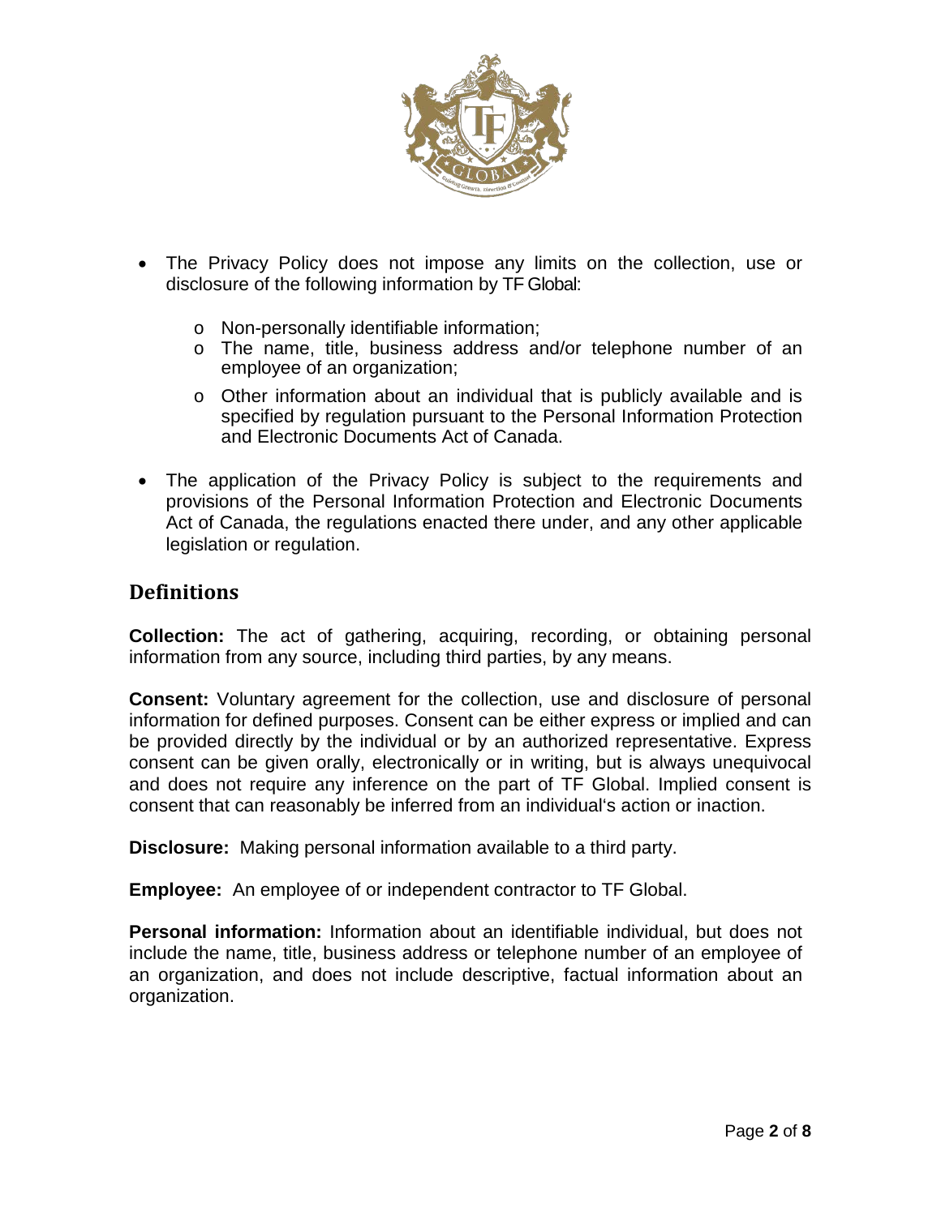- The Privacy Policy does not impose any limits on the collection, use or disclosure of the following information by TF Global:
  - Non-personally identifiable information;
  - The name, title, business address and/or telephone number of an employee of an organization;
  - Other information about an individual that is publicly available and is specified by regulation pursuant to the Personal Information Protection and Electronic Documents Act of Canada.
- The application of the Privacy Policy is subject to the requirements and provisions of the Personal Information Protection and Electronic Documents Act of Canada, the regulations enacted there under, and any other applicable legislation or regulation.

## Definitions

**Collection:** The act of gathering, acquiring, recording, or obtaining personal information from any source, including third parties, by any means.

**Consent:** Voluntary agreement for the collection, use and disclosure of personal information for defined purposes. Consent can be either express or implied and can be provided directly by the individual or by an authorized representative. Express consent can be given orally, electronically or in writing, but is always unequivocal and does not require any inference on the part of TF Global. Implied consent is consent that can reasonably be inferred from an individual's action or inaction.

**Disclosure:** Making personal information available to a third party.

**Employee:** An employee of or independent contractor to TF Global.

**Personal information:** Information about an identifiable individual, but does not include the name, title, business address or telephone number of an employee of an organization, and does not include descriptive, factual information about an organization.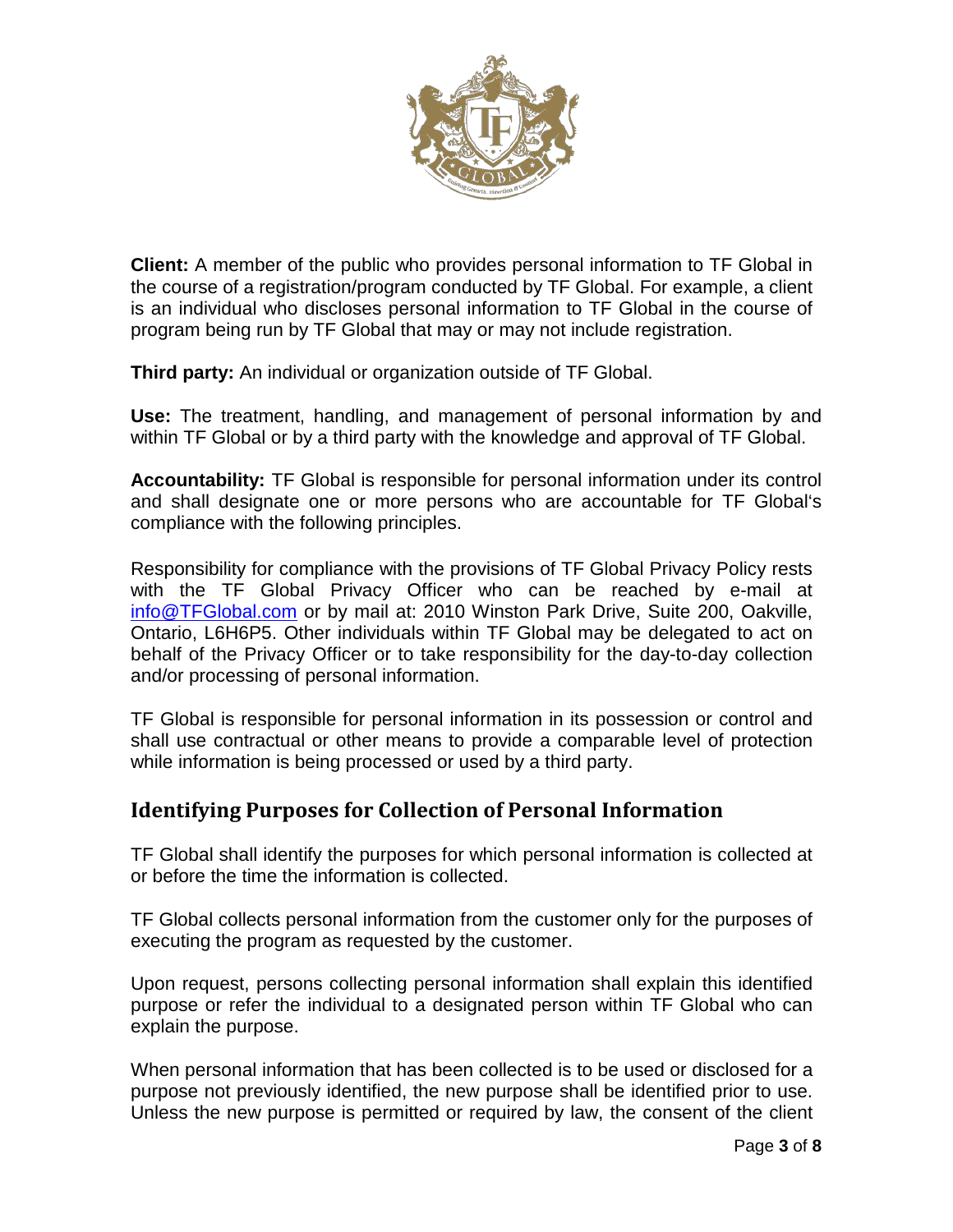**Client:** A member of the public who provides personal information to TF Global in the course of a registration/program conducted by TF Global. For example, a client is an individual who discloses personal information to TF Global in the course of program being run by TF Global that may or may not include registration.

**Third party:** An individual or organization outside of TF Global.

**Use:** The treatment, handling, and management of personal information by and within TF Global or by a third party with the knowledge and approval of TF Global.

**Accountability:** TF Global is responsible for personal information under its control and shall designate one or more persons who are accountable for TF Global's compliance with the following principles.

Responsibility for compliance with the provisions of TF Global Privacy Policy rests with the TF Global Privacy Officer who can be reached by e-mail at info@TFGlobal.com or by mail at: 2010 Winston Park Drive, Suite 200, Oakville, Ontario, L6H6P5. Other individuals within TF Global may be delegated to act on behalf of the Privacy Officer or to take responsibility for the day-to-day collection and/or processing of personal information.

TF Global is responsible for personal information in its possession or control and shall use contractual or other means to provide a comparable level of protection while information is being processed or used by a third party.

## Identifying Purposes for Collection of Personal Information

TF Global shall identify the purposes for which personal information is collected at or before the time the information is collected.

TF Global collects personal information from the customer only for the purposes of executing the program as requested by the customer.

Upon request, persons collecting personal information shall explain this identified purpose or refer the individual to a designated person within TF Global who can explain the purpose.

When personal information that has been collected is to be used or disclosed for a purpose not previously identified, the new purpose shall be identified prior to use. Unless the new purpose is permitted or required by law, the consent of the client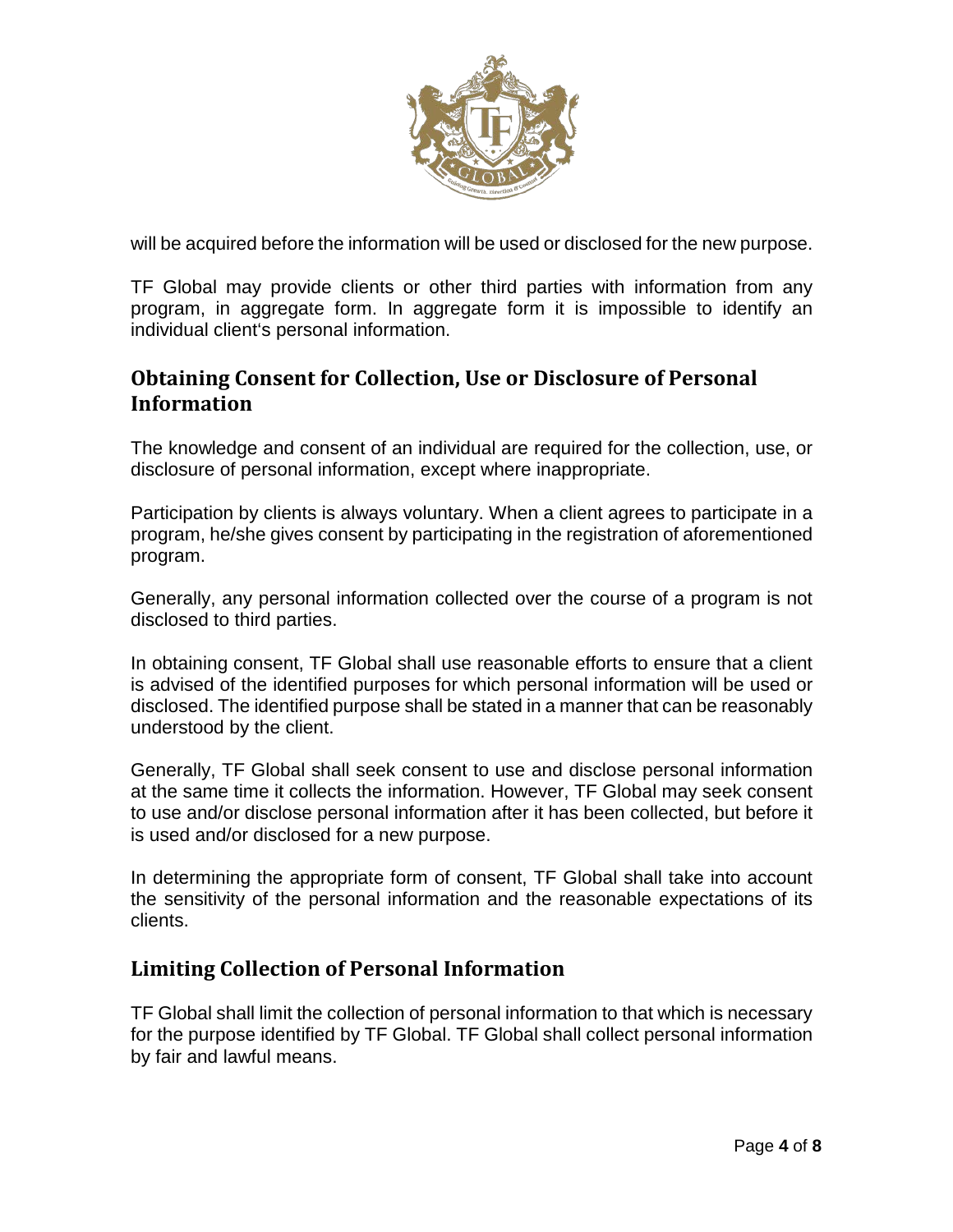will be acquired before the information will be used or disclosed for the new purpose.

TF Global may provide clients or other third parties with information from any program, in aggregate form. In aggregate form it is impossible to identify an individual client's personal information.

## Obtaining Consent for Collection, Use or Disclosure of Personal Information

The knowledge and consent of an individual are required for the collection, use, or disclosure of personal information, except where inappropriate.

Participation by clients is always voluntary. When a client agrees to participate in a program, he/she gives consent by participating in the registration of aforementioned program.

Generally, any personal information collected over the course of a program is not disclosed to third parties.

In obtaining consent, TF Global shall use reasonable efforts to ensure that a client is advised of the identified purposes for which personal information will be used or disclosed. The identified purpose shall be stated in a manner that can be reasonably understood by the client.

Generally, TF Global shall seek consent to use and disclose personal information at the same time it collects the information. However, TF Global may seek consent to use and/or disclose personal information after it has been collected, but before it is used and/or disclosed for a new purpose.

In determining the appropriate form of consent, TF Global shall take into account the sensitivity of the personal information and the reasonable expectations of its clients.

## Limiting Collection of Personal Information

TF Global shall limit the collection of personal information to that which is necessary for the purpose identified by TF Global. TF Global shall collect personal information by fair and lawful means.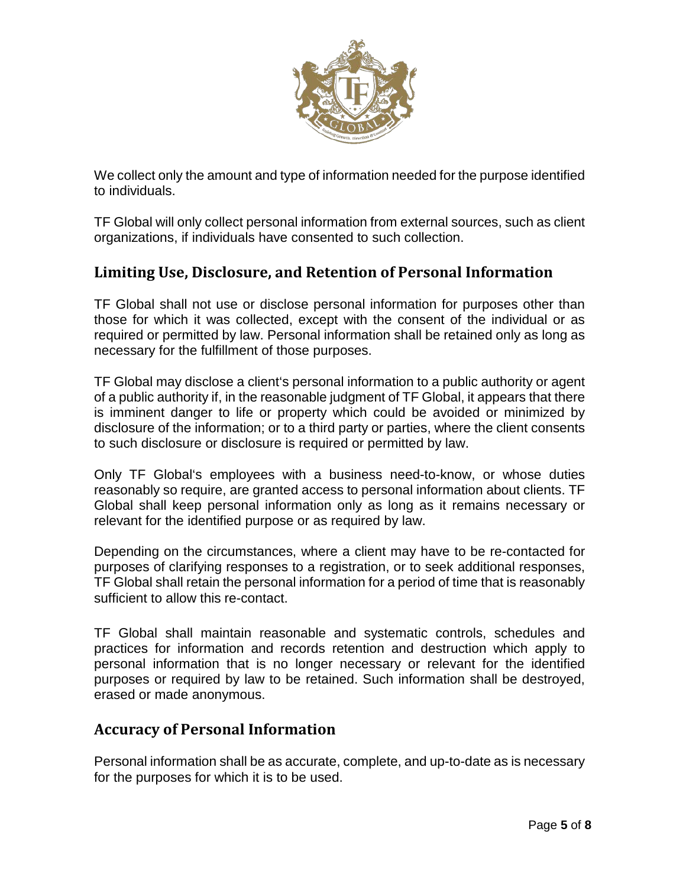We collect only the amount and type of information needed for the purpose identified to individuals.

TF Global will only collect personal information from external sources, such as client organizations, if individuals have consented to such collection.

## Limiting Use, Disclosure, and Retention of Personal Information

TF Global shall not use or disclose personal information for purposes other than those for which it was collected, except with the consent of the individual or as required or permitted by law. Personal information shall be retained only as long as necessary for the fulfillment of those purposes.

TF Global may disclose a client's personal information to a public authority or agent of a public authority if, in the reasonable judgment of TF Global, it appears that there is imminent danger to life or property which could be avoided or minimized by disclosure of the information; or to a third party or parties, where the client consents to such disclosure or disclosure is required or permitted by law.

Only TF Global's employees with a business need-to-know, or whose duties reasonably so require, are granted access to personal information about clients. TF Global shall keep personal information only as long as it remains necessary or relevant for the identified purpose or as required by law.

Depending on the circumstances, where a client may have to be re-contacted for purposes of clarifying responses to a registration, or to seek additional responses, TF Global shall retain the personal information for a period of time that is reasonably sufficient to allow this re-contact.

TF Global shall maintain reasonable and systematic controls, schedules and practices for information and records retention and destruction which apply to personal information that is no longer necessary or relevant for the identified purposes or required by law to be retained. Such information shall be destroyed, erased or made anonymous.

## Accuracy of Personal Information

Personal information shall be as accurate, complete, and up-to-date as is necessary for the purposes for which it is to be used.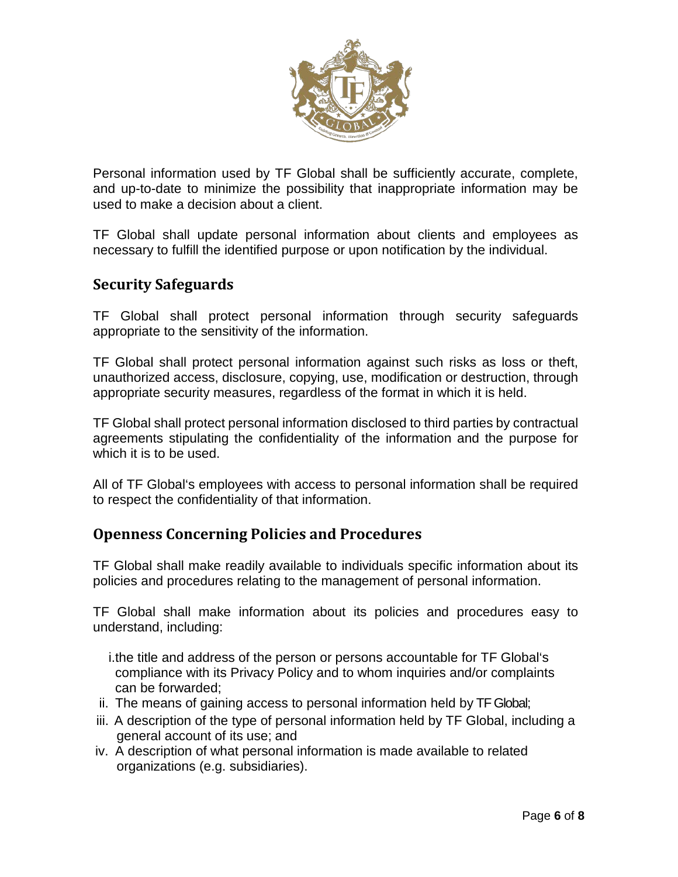Personal information used by TF Global shall be sufficiently accurate, complete, and up-to-date to minimize the possibility that inappropriate information may be used to make a decision about a client.

TF Global shall update personal information about clients and employees as necessary to fulfill the identified purpose or upon notification by the individual.

## Security Safeguards

TF Global shall protect personal information through security safeguards appropriate to the sensitivity of the information.

TF Global shall protect personal information against such risks as loss or theft, unauthorized access, disclosure, copying, use, modification or destruction, through appropriate security measures, regardless of the format in which it is held.

TF Global shall protect personal information disclosed to third parties by contractual agreements stipulating the confidentiality of the information and the purpose for which it is to be used.

All of TF Global's employees with access to personal information shall be required to respect the confidentiality of that information.

## Openness Concerning Policies and Procedures

TF Global shall make readily available to individuals specific information about its policies and procedures relating to the management of personal information.

TF Global shall make information about its policies and procedures easy to understand, including:

i. the title and address of the person or persons accountable for TF Global's compliance with its Privacy Policy and to whom inquiries and/or complaints can be forwarded;
ii. The means of gaining access to personal information held by TF Global;
iii. A description of the type of personal information held by TF Global, including a general account of its use; and
iv. A description of what personal information is made available to related organizations (e.g. subsidiaries).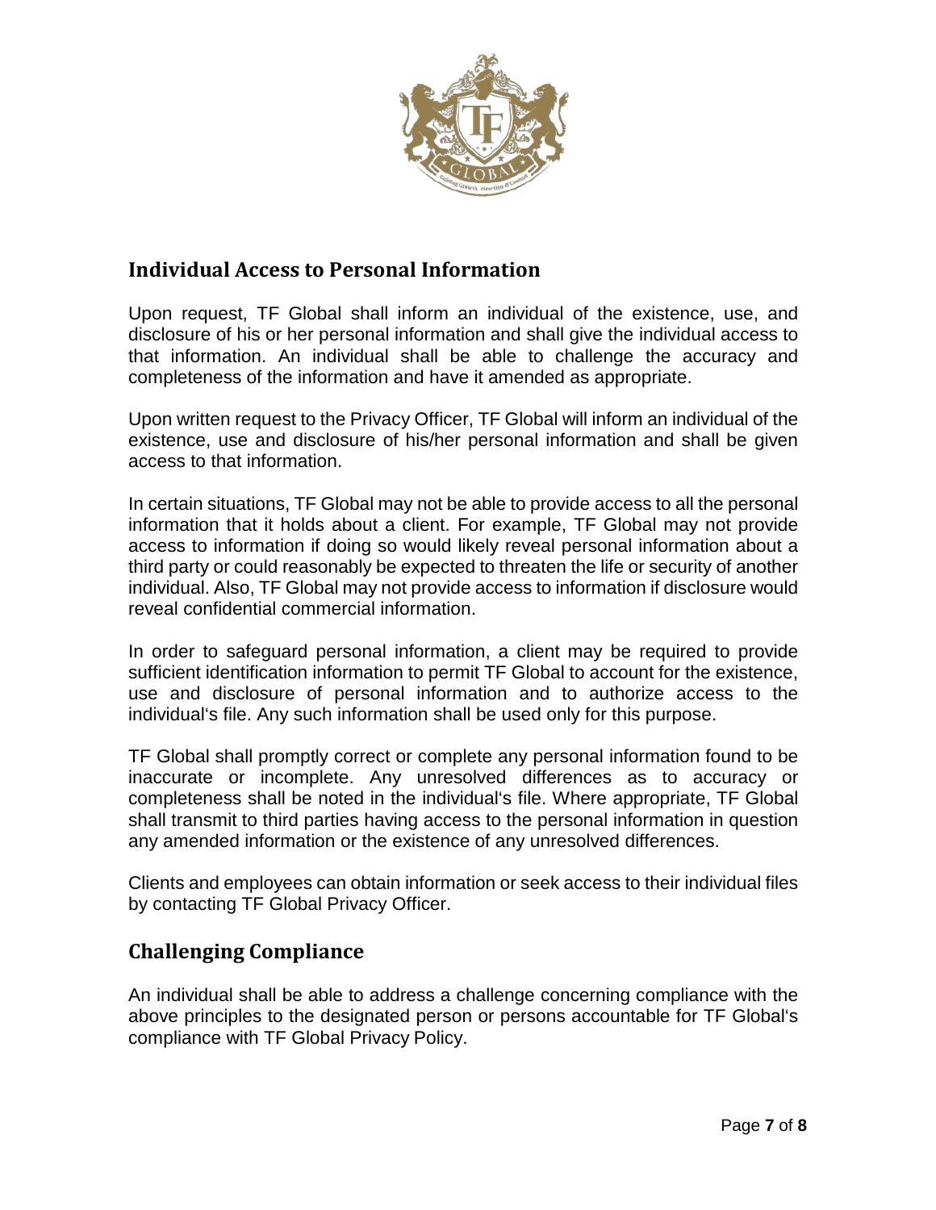## Individual Access to Personal Information

Upon request, TF Global shall inform an individual of the existence, use, and disclosure of his or her personal information and shall give the individual access to that information. An individual shall be able to challenge the accuracy and completeness of the information and have it amended as appropriate.

Upon written request to the Privacy Officer, TF Global will inform an individual of the existence, use and disclosure of his/her personal information and shall be given access to that information.

In certain situations, TF Global may not be able to provide access to all the personal information that it holds about a client. For example, TF Global may not provide access to information if doing so would likely reveal personal information about a third party or could reasonably be expected to threaten the life or security of another individual. Also, TF Global may not provide access to information if disclosure would reveal confidential commercial information.

In order to safeguard personal information, a client may be required to provide sufficient identification information to permit TF Global to account for the existence, use and disclosure of personal information and to authorize access to the individual's file. Any such information shall be used only for this purpose.

TF Global shall promptly correct or complete any personal information found to be inaccurate or incomplete. Any unresolved differences as to accuracy or completeness shall be noted in the individual's file. Where appropriate, TF Global shall transmit to third parties having access to the personal information in question any amended information or the existence of any unresolved differences.

Clients and employees can obtain information or seek access to their individual files by contacting TF Global Privacy Officer.

## Challenging Compliance

An individual shall be able to address a challenge concerning compliance with the above principles to the designated person or persons accountable for TF Global's compliance with TF Global Privacy Policy.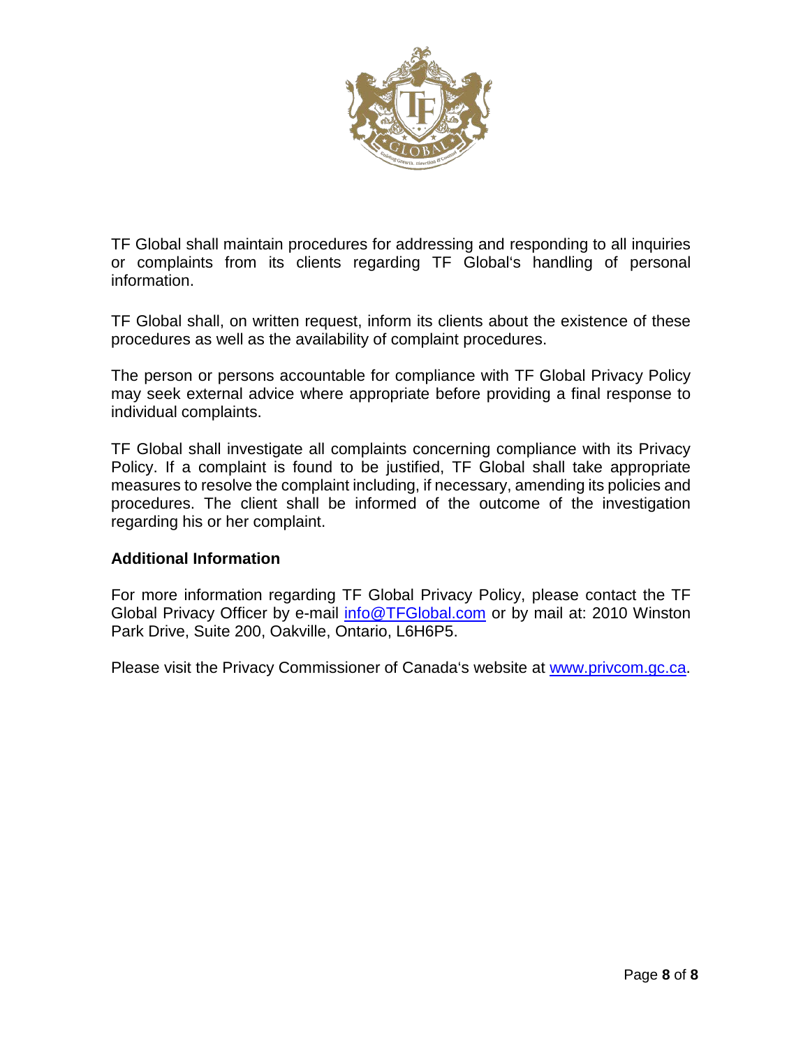TF Global shall maintain procedures for addressing and responding to all inquiries or complaints from its clients regarding TF Global's handling of personal information.

TF Global shall, on written request, inform its clients about the existence of these procedures as well as the availability of complaint procedures.

The person or persons accountable for compliance with TF Global Privacy Policy may seek external advice where appropriate before providing a final response to individual complaints.

TF Global shall investigate all complaints concerning compliance with its Privacy Policy. If a complaint is found to be justified, TF Global shall take appropriate measures to resolve the complaint including, if necessary, amending its policies and procedures. The client shall be informed of the outcome of the investigation regarding his or her complaint.

**Additional Information**

For more information regarding TF Global Privacy Policy, please contact the TF Global Privacy Officer by e-mail info@TFGlobal.com or by mail at: 2010 Winston Park Drive, Suite 200, Oakville, Ontario, L6H6P5.

Please visit the Privacy Commissioner of Canada's website at www.privcom.gc.ca.